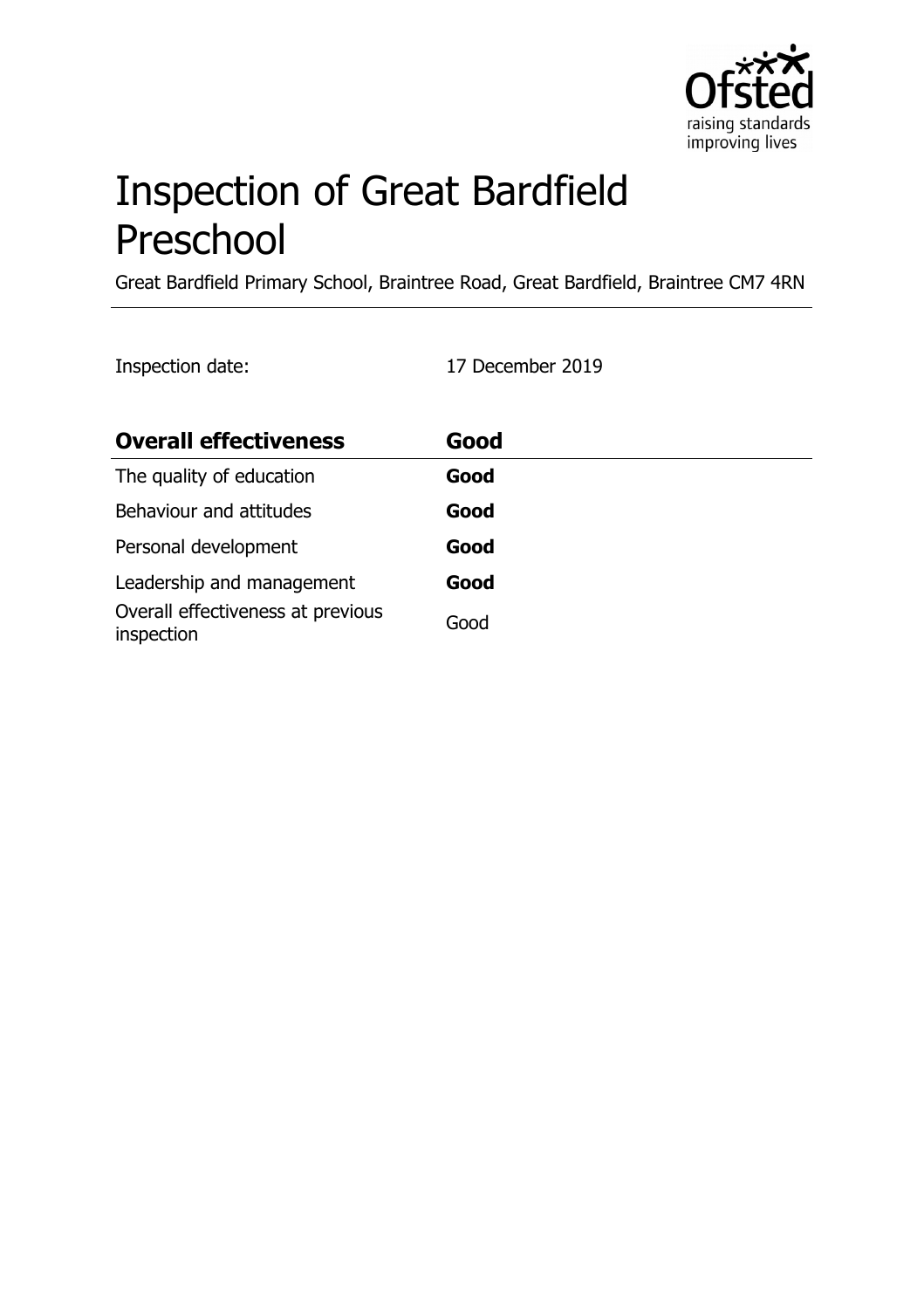# Inspection of Great Bardfield Preschool

Great Bardfield Primary School, Braintree Road, Great Bardfield, Braintree CM7 4RN

Inspection date: 17 December 2019

| **Overall effectiveness** | **Good** |
|---|---|
| The quality of education | **Good** |
| Behaviour and attitudes | **Good** |
| Personal development | **Good** |
| Leadership and management | **Good** |
| Overall effectiveness at previous inspection | Good |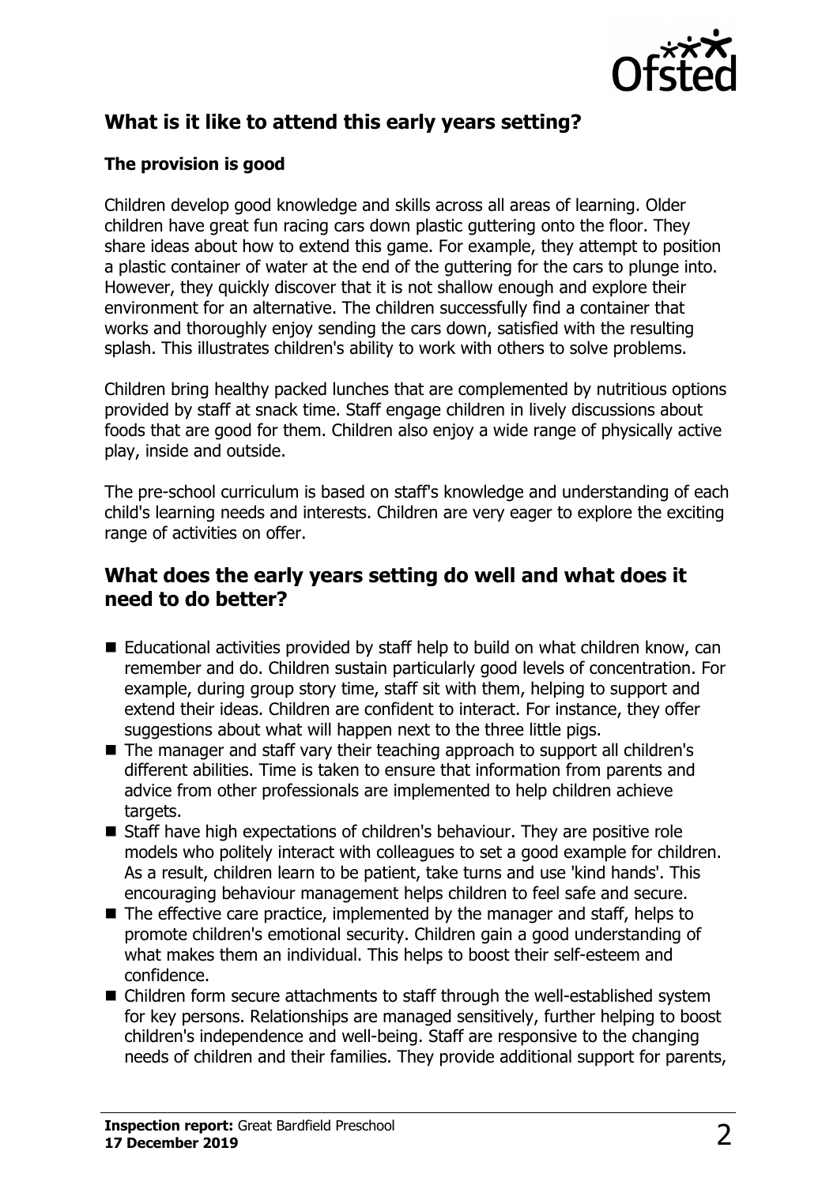## What is it like to attend this early years setting?

### The provision is good

Children develop good knowledge and skills across all areas of learning. Older children have great fun racing cars down plastic guttering onto the floor. They share ideas about how to extend this game. For example, they attempt to position a plastic container of water at the end of the guttering for the cars to plunge into. However, they quickly discover that it is not shallow enough and explore their environment for an alternative. The children successfully find a container that works and thoroughly enjoy sending the cars down, satisfied with the resulting splash. This illustrates children's ability to work with others to solve problems.

Children bring healthy packed lunches that are complemented by nutritious options provided by staff at snack time. Staff engage children in lively discussions about foods that are good for them. Children also enjoy a wide range of physically active play, inside and outside.

The pre-school curriculum is based on staff's knowledge and understanding of each child's learning needs and interests. Children are very eager to explore the exciting range of activities on offer.

## What does the early years setting do well and what does it need to do better?

- Educational activities provided by staff help to build on what children know, can remember and do. Children sustain particularly good levels of concentration. For example, during group story time, staff sit with them, helping to support and extend their ideas. Children are confident to interact. For instance, they offer suggestions about what will happen next to the three little pigs.
- The manager and staff vary their teaching approach to support all children's different abilities. Time is taken to ensure that information from parents and advice from other professionals are implemented to help children achieve targets.
- Staff have high expectations of children's behaviour. They are positive role models who politely interact with colleagues to set a good example for children. As a result, children learn to be patient, take turns and use 'kind hands'. This encouraging behaviour management helps children to feel safe and secure.
- The effective care practice, implemented by the manager and staff, helps to promote children's emotional security. Children gain a good understanding of what makes them an individual. This helps to boost their self-esteem and confidence.
- Children form secure attachments to staff through the well-established system for key persons. Relationships are managed sensitively, further helping to boost children's independence and well-being. Staff are responsive to the changing needs of children and their families. They provide additional support for parents,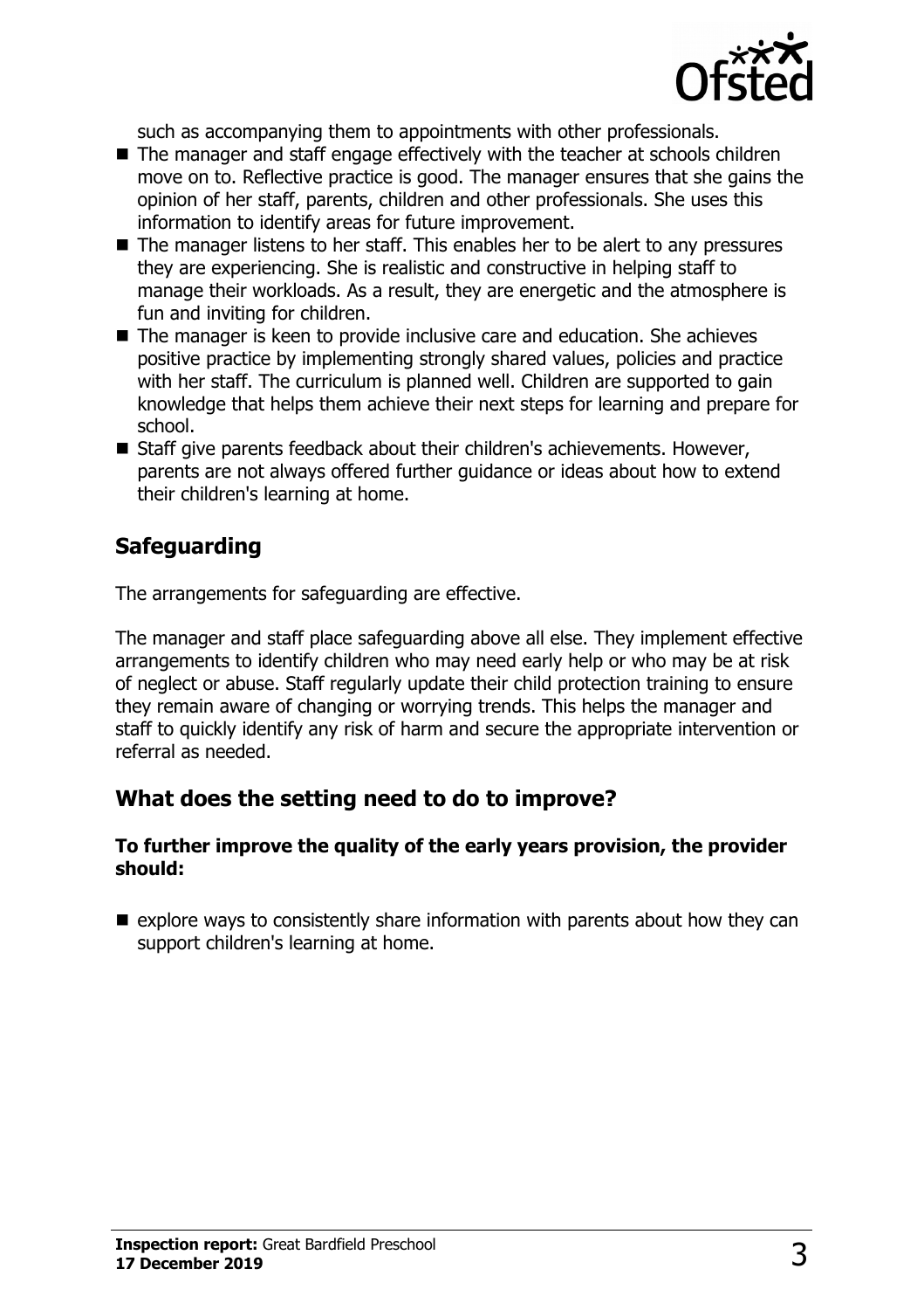such as accompanying them to appointments with other professionals.

- The manager and staff engage effectively with the teacher at schools children move on to. Reflective practice is good. The manager ensures that she gains the opinion of her staff, parents, children and other professionals. She uses this information to identify areas for future improvement.
- The manager listens to her staff. This enables her to be alert to any pressures they are experiencing. She is realistic and constructive in helping staff to manage their workloads. As a result, they are energetic and the atmosphere is fun and inviting for children.
- The manager is keen to provide inclusive care and education. She achieves positive practice by implementing strongly shared values, policies and practice with her staff. The curriculum is planned well. Children are supported to gain knowledge that helps them achieve their next steps for learning and prepare for school.
- Staff give parents feedback about their children's achievements. However, parents are not always offered further guidance or ideas about how to extend their children's learning at home.

## Safeguarding

The arrangements for safeguarding are effective.

The manager and staff place safeguarding above all else. They implement effective arrangements to identify children who may need early help or who may be at risk of neglect or abuse. Staff regularly update their child protection training to ensure they remain aware of changing or worrying trends. This helps the manager and staff to quickly identify any risk of harm and secure the appropriate intervention or referral as needed.

## What does the setting need to do to improve?

**To further improve the quality of the early years provision, the provider should:**

- explore ways to consistently share information with parents about how they can support children's learning at home.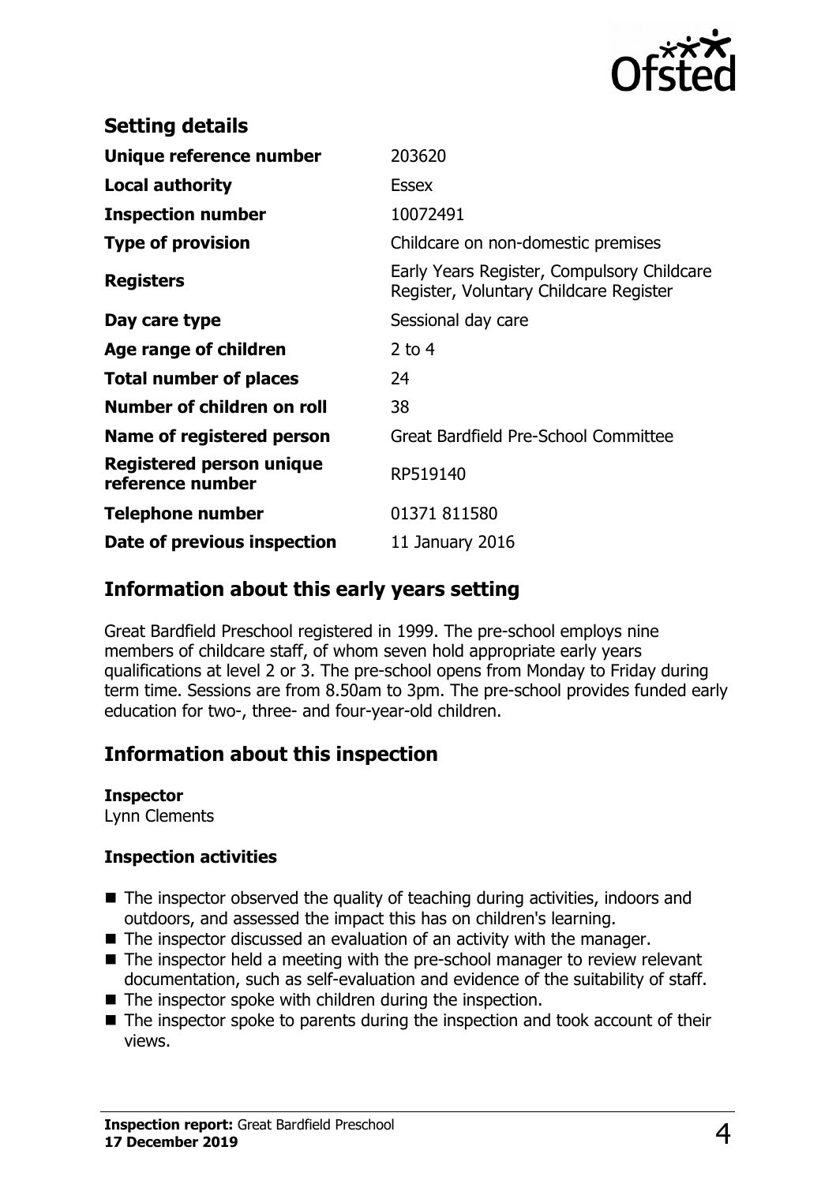## Setting details

| | |
|---|---|
| **Unique reference number** | 203620 |
| **Local authority** | Essex |
| **Inspection number** | 10072491 |
| **Type of provision** | Childcare on non-domestic premises |
| **Registers** | Early Years Register, Compulsory Childcare Register, Voluntary Childcare Register |
| **Day care type** | Sessional day care |
| **Age range of children** | 2 to 4 |
| **Total number of places** | 24 |
| **Number of children on roll** | 38 |
| **Name of registered person** | Great Bardfield Pre-School Committee |
| **Registered person unique reference number** | RP519140 |
| **Telephone number** | 01371 811580 |
| **Date of previous inspection** | 11 January 2016 |

## Information about this early years setting

Great Bardfield Preschool registered in 1999. The pre-school employs nine members of childcare staff, of whom seven hold appropriate early years qualifications at level 2 or 3. The pre-school opens from Monday to Friday during term time. Sessions are from 8.50am to 3pm. The pre-school provides funded early education for two-, three- and four-year-old children.

## Information about this inspection

**Inspector**
Lynn Clements

**Inspection activities**

- The inspector observed the quality of teaching during activities, indoors and outdoors, and assessed the impact this has on children's learning.
- The inspector discussed an evaluation of an activity with the manager.
- The inspector held a meeting with the pre-school manager to review relevant documentation, such as self-evaluation and evidence of the suitability of staff.
- The inspector spoke with children during the inspection.
- The inspector spoke to parents during the inspection and took account of their views.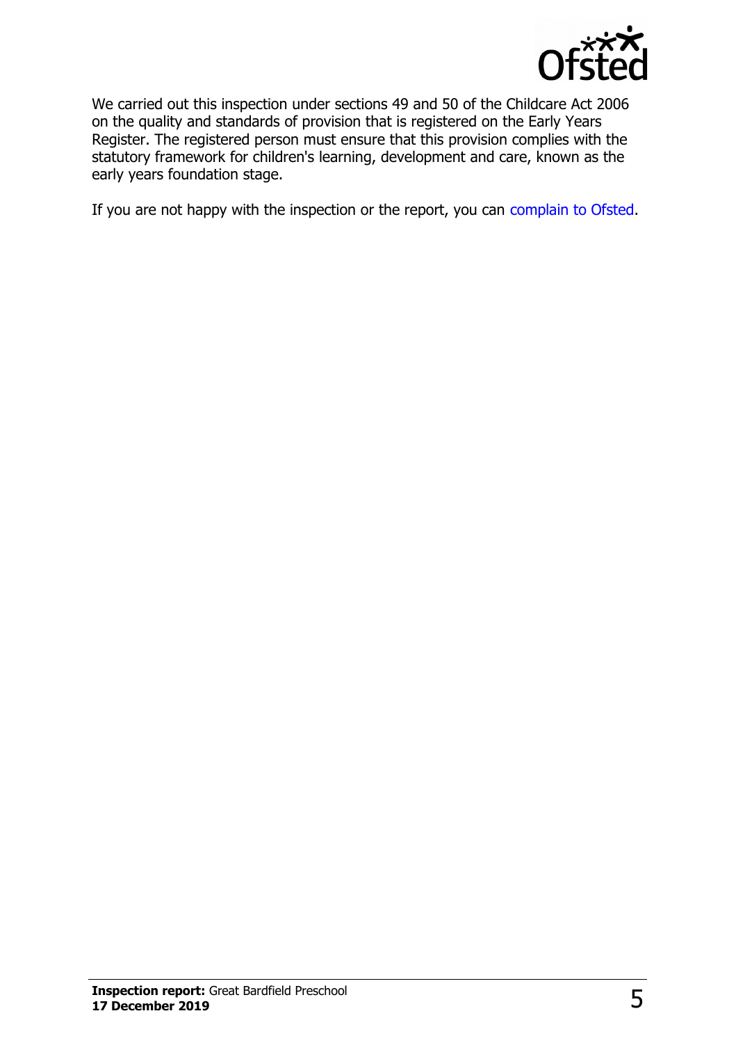We carried out this inspection under sections 49 and 50 of the Childcare Act 2006 on the quality and standards of provision that is registered on the Early Years Register. The registered person must ensure that this provision complies with the statutory framework for children's learning, development and care, known as the early years foundation stage.

If you are not happy with the inspection or the report, you can complain to Ofsted.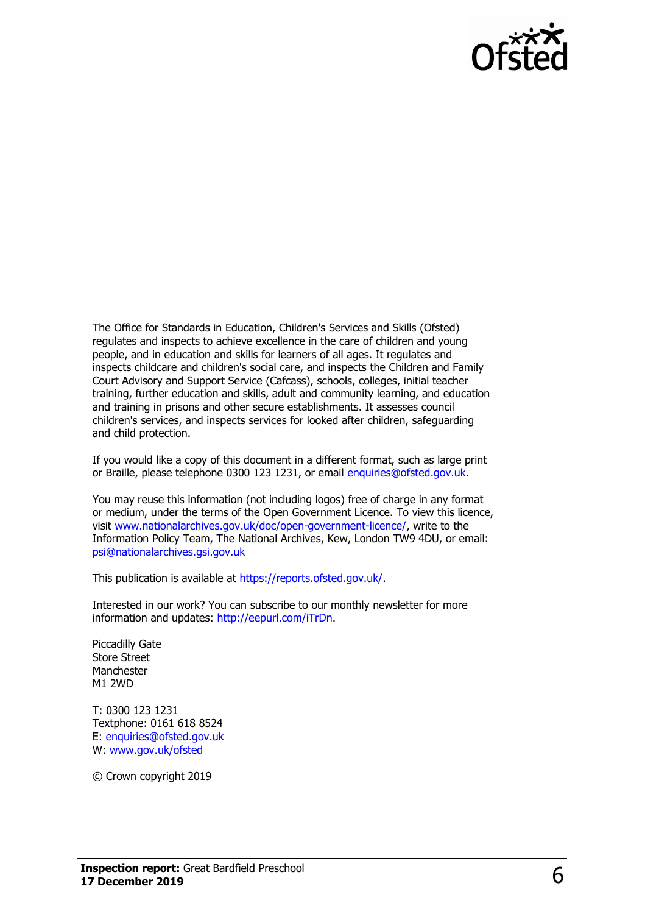The Office for Standards in Education, Children's Services and Skills (Ofsted) regulates and inspects to achieve excellence in the care of children and young people, and in education and skills for learners of all ages. It regulates and inspects childcare and children's social care, and inspects the Children and Family Court Advisory and Support Service (Cafcass), schools, colleges, initial teacher training, further education and skills, adult and community learning, and education and training in prisons and other secure establishments. It assesses council children's services, and inspects services for looked after children, safeguarding and child protection.

If you would like a copy of this document in a different format, such as large print or Braille, please telephone 0300 123 1231, or email enquiries@ofsted.gov.uk.

You may reuse this information (not including logos) free of charge in any format or medium, under the terms of the Open Government Licence. To view this licence, visit www.nationalarchives.gov.uk/doc/open-government-licence/, write to the Information Policy Team, The National Archives, Kew, London TW9 4DU, or email: psi@nationalarchives.gsi.gov.uk

This publication is available at https://reports.ofsted.gov.uk/.

Interested in our work? You can subscribe to our monthly newsletter for more information and updates: http://eepurl.com/iTrDn.

Piccadilly Gate
Store Street
Manchester
M1 2WD

T: 0300 123 1231
Textphone: 0161 618 8524
E: enquiries@ofsted.gov.uk
W: www.gov.uk/ofsted

© Crown copyright 2019